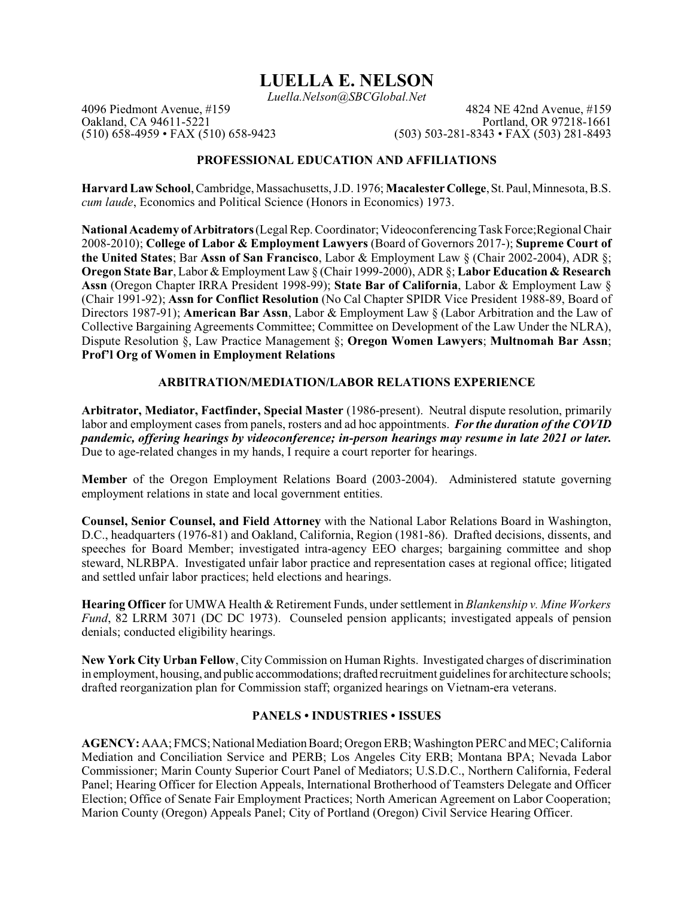# LUELLA E. NELSON

*Luella.Nelson@SBCGlobal.Net*

4096 Piedmont Avenue, #159
Oakland, CA 94611-5221
(510) 658-4959 • FAX (510) 658-9423

4824 NE 42nd Avenue, #159
Portland, OR 97218-1661
(503) 503-281-8343 • FAX (503) 281-8493

## PROFESSIONAL EDUCATION AND AFFILIATIONS

**Harvard Law School**, Cambridge, Massachusetts, J.D. 1976; **Macalester College**, St. Paul, Minnesota, B.S. *cum laude*, Economics and Political Science (Honors in Economics) 1973.

**National Academy of Arbitrators** (Legal Rep. Coordinator; Videoconferencing Task Force;Regional Chair 2008-2010); **College of Labor & Employment Lawyers** (Board of Governors 2017-); **Supreme Court of the United States**; Bar **Assn of San Francisco**, Labor & Employment Law § (Chair 2002-2004), ADR §; **Oregon State Bar**, Labor & Employment Law § (Chair 1999-2000), ADR §; **Labor Education & Research Assn** (Oregon Chapter IRRA President 1998-99); **State Bar of California**, Labor & Employment Law § (Chair 1991-92); **Assn for Conflict Resolution** (No Cal Chapter SPIDR Vice President 1988-89, Board of Directors 1987-91); **American Bar Assn**, Labor & Employment Law § (Labor Arbitration and the Law of Collective Bargaining Agreements Committee; Committee on Development of the Law Under the NLRA), Dispute Resolution §, Law Practice Management §; **Oregon Women Lawyers**; **Multnomah Bar Assn**; **Prof'l Org of Women in Employment Relations**

## ARBITRATION/MEDIATION/LABOR RELATIONS EXPERIENCE

**Arbitrator, Mediator, Factfinder, Special Master** (1986-present). Neutral dispute resolution, primarily labor and employment cases from panels, rosters and ad hoc appointments. ***For the duration of the COVID pandemic, offering hearings by videoconference; in-person hearings may resume in late 2021 or later.*** Due to age-related changes in my hands, I require a court reporter for hearings.

**Member** of the Oregon Employment Relations Board (2003-2004). Administered statute governing employment relations in state and local government entities.

**Counsel, Senior Counsel, and Field Attorney** with the National Labor Relations Board in Washington, D.C., headquarters (1976-81) and Oakland, California, Region (1981-86). Drafted decisions, dissents, and speeches for Board Member; investigated intra-agency EEO charges; bargaining committee and shop steward, NLRBPA. Investigated unfair labor practice and representation cases at regional office; litigated and settled unfair labor practices; held elections and hearings.

**Hearing Officer** for UMWA Health & Retirement Funds, under settlement in *Blankenship v. Mine Workers Fund*, 82 LRRM 3071 (DC DC 1973). Counseled pension applicants; investigated appeals of pension denials; conducted eligibility hearings.

**New York City Urban Fellow**, City Commission on Human Rights. Investigated charges of discrimination in employment, housing, and public accommodations; drafted recruitment guidelines for architecture schools; drafted reorganization plan for Commission staff; organized hearings on Vietnam-era veterans.

## PANELS • INDUSTRIES • ISSUES

**AGENCY:** AAA; FMCS; National Mediation Board; Oregon ERB; Washington PERC and MEC; California Mediation and Conciliation Service and PERB; Los Angeles City ERB; Montana BPA; Nevada Labor Commissioner; Marin County Superior Court Panel of Mediators; U.S.D.C., Northern California, Federal Panel; Hearing Officer for Election Appeals, International Brotherhood of Teamsters Delegate and Officer Election; Office of Senate Fair Employment Practices; North American Agreement on Labor Cooperation; Marion County (Oregon) Appeals Panel; City of Portland (Oregon) Civil Service Hearing Officer.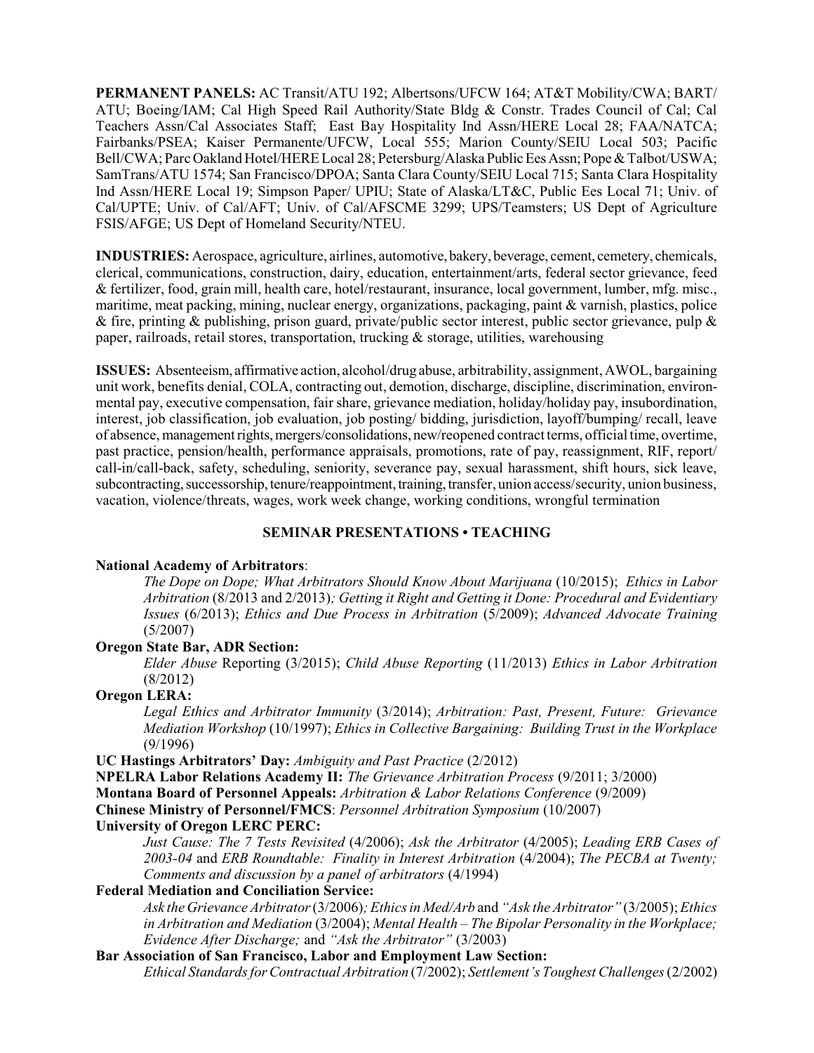**PERMANENT PANELS:** AC Transit/ATU 192; Albertsons/UFCW 164; AT&T Mobility/CWA; BART/ ATU; Boeing/IAM; Cal High Speed Rail Authority/State Bldg & Constr. Trades Council of Cal; Cal Teachers Assn/Cal Associates Staff; East Bay Hospitality Ind Assn/HERE Local 28; FAA/NATCA; Fairbanks/PSEA; Kaiser Permanente/UFCW, Local 555; Marion County/SEIU Local 503; Pacific Bell/CWA; Parc Oakland Hotel/HERE Local 28; Petersburg/Alaska Public Ees Assn; Pope & Talbot/USWA; SamTrans/ATU 1574; San Francisco/DPOA; Santa Clara County/SEIU Local 715; Santa Clara Hospitality Ind Assn/HERE Local 19; Simpson Paper/ UPIU; State of Alaska/LT&C, Public Ees Local 71; Univ. of Cal/UPTE; Univ. of Cal/AFT; Univ. of Cal/AFSCME 3299; UPS/Teamsters; US Dept of Agriculture FSIS/AFGE; US Dept of Homeland Security/NTEU.

**INDUSTRIES:** Aerospace, agriculture, airlines, automotive, bakery, beverage, cement, cemetery, chemicals, clerical, communications, construction, dairy, education, entertainment/arts, federal sector grievance, feed & fertilizer, food, grain mill, health care, hotel/restaurant, insurance, local government, lumber, mfg. misc., maritime, meat packing, mining, nuclear energy, organizations, packaging, paint & varnish, plastics, police & fire, printing & publishing, prison guard, private/public sector interest, public sector grievance, pulp & paper, railroads, retail stores, transportation, trucking & storage, utilities, warehousing

**ISSUES:** Absenteeism, affirmative action, alcohol/drug abuse, arbitrability, assignment, AWOL, bargaining unit work, benefits denial, COLA, contracting out, demotion, discharge, discipline, discrimination, environmental pay, executive compensation, fair share, grievance mediation, holiday/holiday pay, insubordination, interest, job classification, job evaluation, job posting/ bidding, jurisdiction, layoff/bumping/ recall, leave of absence, management rights, mergers/consolidations, new/reopened contract terms, official time, overtime, past practice, pension/health, performance appraisals, promotions, rate of pay, reassignment, RIF, report/ call-in/call-back, safety, scheduling, seniority, severance pay, sexual harassment, shift hours, sick leave, subcontracting, successorship, tenure/reappointment, training, transfer, union access/security, union business, vacation, violence/threats, wages, work week change, working conditions, wrongful termination

## SEMINAR PRESENTATIONS • TEACHING

**National Academy of Arbitrators**:

*The Dope on Dope; What Arbitrators Should Know About Marijuana* (10/2015); *Ethics in Labor Arbitration* (8/2013 and 2/2013)*; Getting it Right and Getting it Done: Procedural and Evidentiary Issues* (6/2013); *Ethics and Due Process in Arbitration* (5/2009); *Advanced Advocate Training* (5/2007)

**Oregon State Bar, ADR Section:**

*Elder Abuse* Reporting (3/2015); *Child Abuse Reporting* (11/2013) *Ethics in Labor Arbitration* (8/2012)

**Oregon LERA:**

*Legal Ethics and Arbitrator Immunity* (3/2014); *Arbitration: Past, Present, Future: Grievance Mediation Workshop* (10/1997); *Ethics in Collective Bargaining: Building Trust in the Workplace* (9/1996)

**UC Hastings Arbitrators' Day:** *Ambiguity and Past Practice* (2/2012)

**NPELRA Labor Relations Academy II:** *The Grievance Arbitration Process* (9/2011; 3/2000)

**Montana Board of Personnel Appeals:** *Arbitration & Labor Relations Conference* (9/2009)

**Chinese Ministry of Personnel/FMCS**: *Personnel Arbitration Symposium* (10/2007)

**University of Oregon LERC PERC:**

*Just Cause: The 7 Tests Revisited* (4/2006); *Ask the Arbitrator* (4/2005); *Leading ERB Cases of 2003-04* and *ERB Roundtable: Finality in Interest Arbitration* (4/2004); *The PECBA at Twenty; Comments and discussion by a panel of arbitrators* (4/1994)

**Federal Mediation and Conciliation Service:**

*Ask the Grievance Arbitrator* (3/2006)*; Ethics in Med/Arb* and *"Ask the Arbitrator"* (3/2005); *Ethics in Arbitration and Mediation* (3/2004); *Mental Health – The Bipolar Personality in the Workplace; Evidence After Discharge;* and *"Ask the Arbitrator"* (3/2003)

**Bar Association of San Francisco, Labor and Employment Law Section:**

*Ethical Standards for Contractual Arbitration* (7/2002); *Settlement's Toughest Challenges* (2/2002)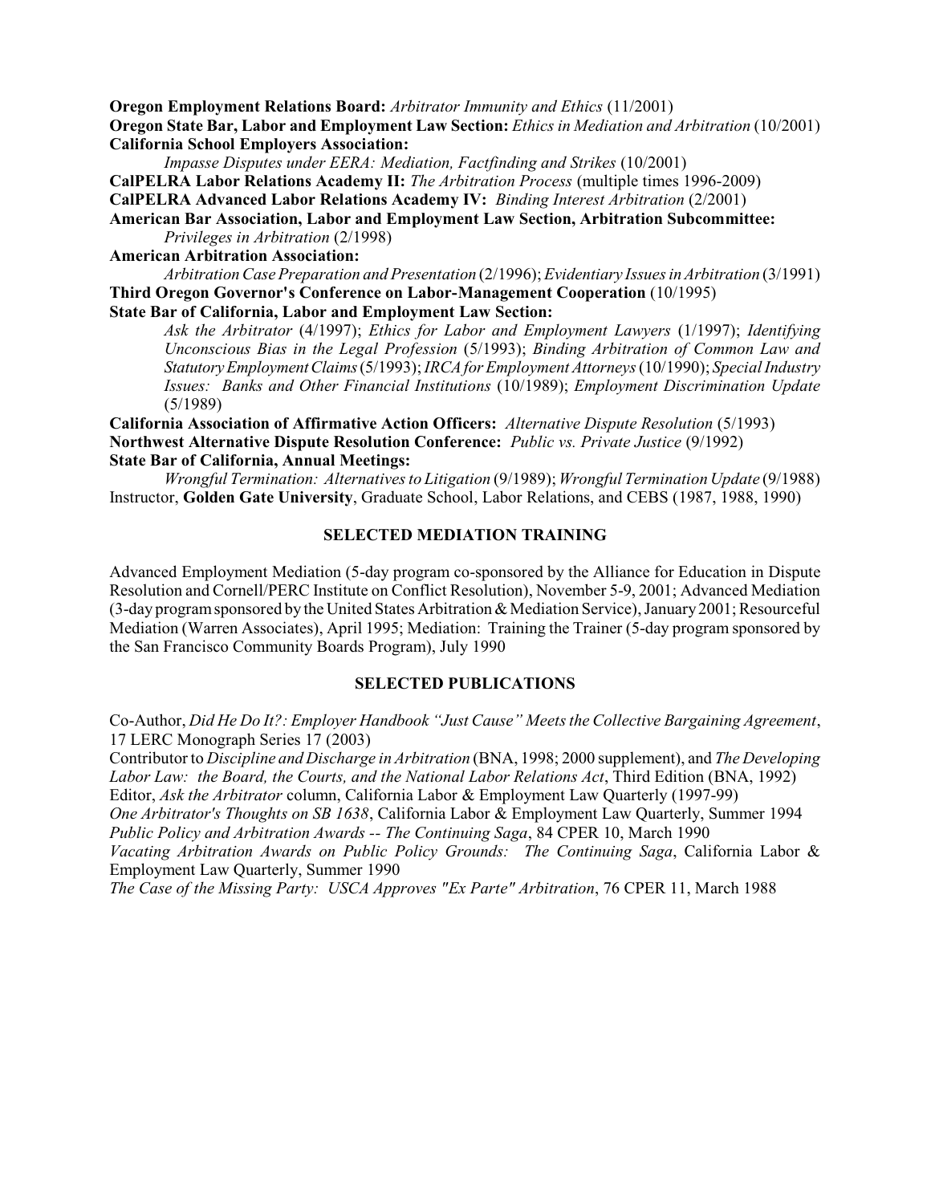**Oregon Employment Relations Board:** *Arbitrator Immunity and Ethics* (11/2001)
**Oregon State Bar, Labor and Employment Law Section:** *Ethics in Mediation and Arbitration* (10/2001)
**California School Employers Association:**

*Impasse Disputes under EERA: Mediation, Factfinding and Strikes* (10/2001)

**CalPELRA Labor Relations Academy II:** *The Arbitration Process* (multiple times 1996-2009)
**CalPELRA Advanced Labor Relations Academy IV:** *Binding Interest Arbitration* (2/2001)
**American Bar Association, Labor and Employment Law Section, Arbitration Subcommittee:**

*Privileges in Arbitration* (2/1998)

**American Arbitration Association:**

*Arbitration Case Preparation and Presentation* (2/1996); *Evidentiary Issues in Arbitration* (3/1991)

**Third Oregon Governor's Conference on Labor-Management Cooperation** (10/1995)
**State Bar of California, Labor and Employment Law Section:**

*Ask the Arbitrator* (4/1997); *Ethics for Labor and Employment Lawyers* (1/1997); *Identifying Unconscious Bias in the Legal Profession* (5/1993); *Binding Arbitration of Common Law and Statutory Employment Claims* (5/1993); *IRCA for Employment Attorneys* (10/1990); *Special Industry Issues: Banks and Other Financial Institutions* (10/1989); *Employment Discrimination Update* (5/1989)

**California Association of Affirmative Action Officers:** *Alternative Dispute Resolution* (5/1993)
**Northwest Alternative Dispute Resolution Conference:** *Public vs. Private Justice* (9/1992)
**State Bar of California, Annual Meetings:**

*Wrongful Termination: Alternatives to Litigation* (9/1989); *Wrongful Termination Update* (9/1988)

Instructor, **Golden Gate University**, Graduate School, Labor Relations, and CEBS (1987, 1988, 1990)

## SELECTED MEDIATION TRAINING

Advanced Employment Mediation (5-day program co-sponsored by the Alliance for Education in Dispute Resolution and Cornell/PERC Institute on Conflict Resolution), November 5-9, 2001; Advanced Mediation (3-day program sponsored by the United States Arbitration & Mediation Service), January 2001; Resourceful Mediation (Warren Associates), April 1995; Mediation: Training the Trainer (5-day program sponsored by the San Francisco Community Boards Program), July 1990

## SELECTED PUBLICATIONS

Co-Author, *Did He Do It?: Employer Handbook "Just Cause" Meets the Collective Bargaining Agreement*, 17 LERC Monograph Series 17 (2003)
Contributor to *Discipline and Discharge in Arbitration* (BNA, 1998; 2000 supplement), and *The Developing Labor Law: the Board, the Courts, and the National Labor Relations Act*, Third Edition (BNA, 1992)
Editor, *Ask the Arbitrator* column, California Labor & Employment Law Quarterly (1997-99)
*One Arbitrator's Thoughts on SB 1638*, California Labor & Employment Law Quarterly, Summer 1994
*Public Policy and Arbitration Awards -- The Continuing Saga*, 84 CPER 10, March 1990
*Vacating Arbitration Awards on Public Policy Grounds: The Continuing Saga*, California Labor & Employment Law Quarterly, Summer 1990
*The Case of the Missing Party: USCA Approves "Ex Parte" Arbitration*, 76 CPER 11, March 1988